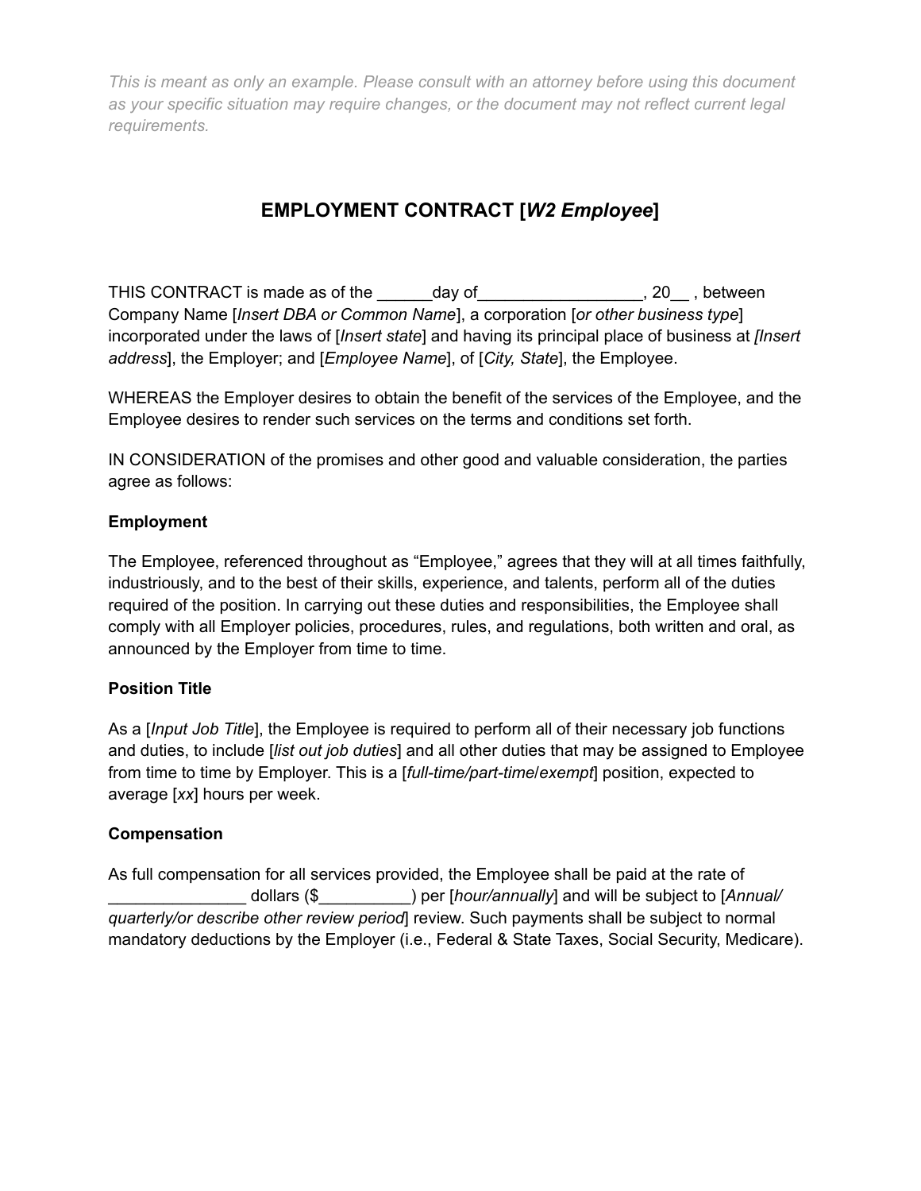*This is meant as only an example. Please consult with an attorney before using this document as your specific situation may require changes, or the document may not reflect current legal requirements.*

# EMPLOYMENT CONTRACT [*W2 Employee*]

THIS CONTRACT is made as of the ______day of__________________, 20__ , between Company Name [*Insert DBA or Common Name*], a corporation [*or other business type*] incorporated under the laws of [*Insert state*] and having its principal place of business at *[Insert address*], the Employer; and [*Employee Name*], of [*City, State*], the Employee.

WHEREAS the Employer desires to obtain the benefit of the services of the Employee, and the Employee desires to render such services on the terms and conditions set forth.

IN CONSIDERATION of the promises and other good and valuable consideration, the parties agree as follows:

**Employment**

The Employee, referenced throughout as "Employee," agrees that they will at all times faithfully, industriously, and to the best of their skills, experience, and talents, perform all of the duties required of the position. In carrying out these duties and responsibilities, the Employee shall comply with all Employer policies, procedures, rules, and regulations, both written and oral, as announced by the Employer from time to time.

**Position Title**

As a [*Input Job Title*], the Employee is required to perform all of their necessary job functions and duties, to include [*list out job duties*] and all other duties that may be assigned to Employee from time to time by Employer. This is a [*full-time/part-time/exempt*] position, expected to average [*xx*] hours per week.

**Compensation**

As full compensation for all services provided, the Employee shall be paid at the rate of _______________ dollars ($__________) per [*hour/annually*] and will be subject to [*Annual/ quarterly/or describe other review period*] review. Such payments shall be subject to normal mandatory deductions by the Employer (i.e., Federal & State Taxes, Social Security, Medicare).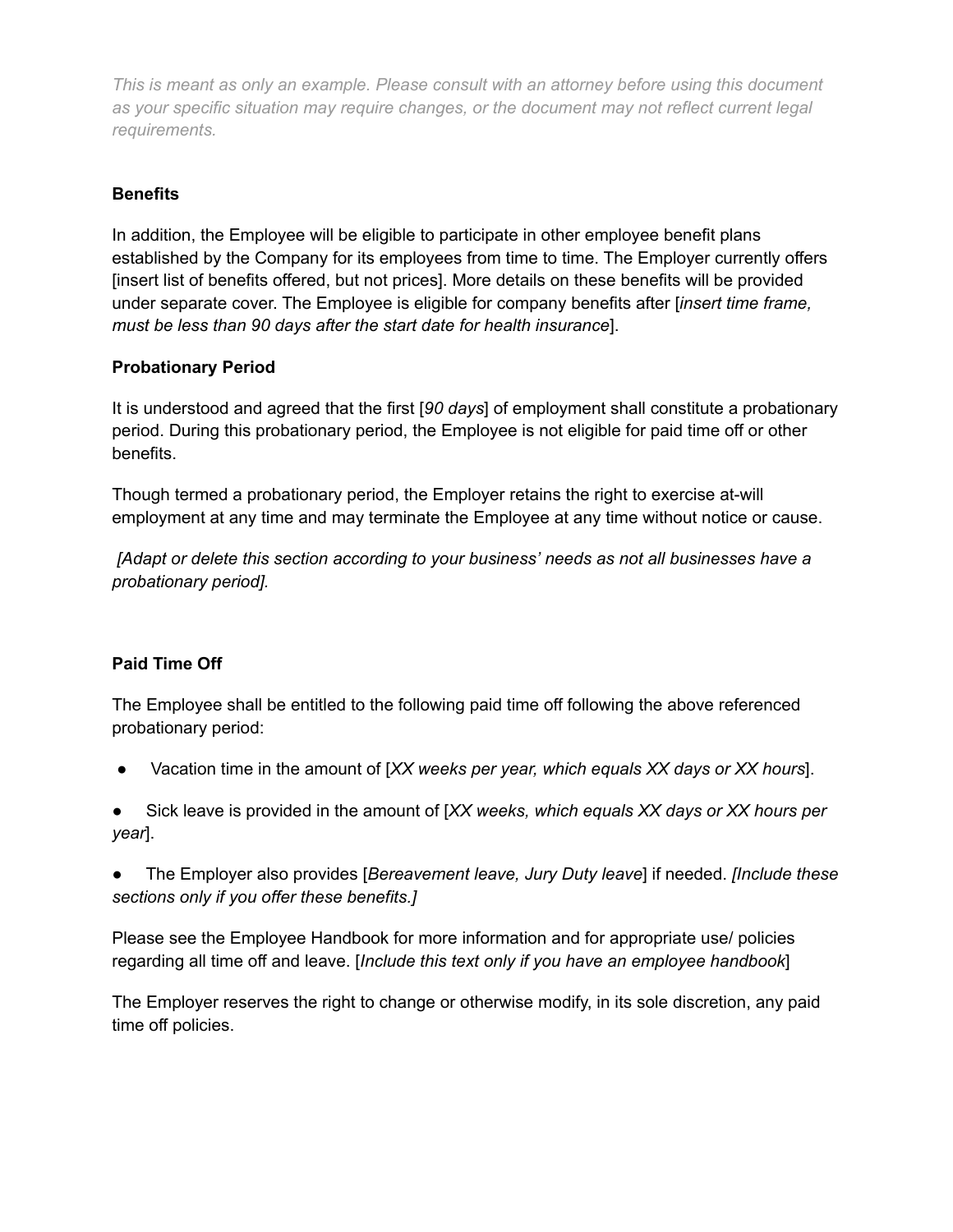*This is meant as only an example. Please consult with an attorney before using this document as your specific situation may require changes, or the document may not reflect current legal requirements.*

**Benefits**

In addition, the Employee will be eligible to participate in other employee benefit plans established by the Company for its employees from time to time. The Employer currently offers [insert list of benefits offered, but not prices]. More details on these benefits will be provided under separate cover. The Employee is eligible for company benefits after [*insert time frame, must be less than 90 days after the start date for health insurance*].

**Probationary Period**

It is understood and agreed that the first [*90 days*] of employment shall constitute a probationary period. During this probationary period, the Employee is not eligible for paid time off or other benefits.

Though termed a probationary period, the Employer retains the right to exercise at-will employment at any time and may terminate the Employee at any time without notice or cause.

*[Adapt or delete this section according to your business' needs as not all businesses have a probationary period].*

**Paid Time Off**

The Employee shall be entitled to the following paid time off following the above referenced probationary period:

- Vacation time in the amount of [*XX weeks per year, which equals XX days or XX hours*].
- Sick leave is provided in the amount of [*XX weeks, which equals XX days or XX hours per year*].
- The Employer also provides [*Bereavement leave, Jury Duty leave*] if needed. *[Include these sections only if you offer these benefits.]*

Please see the Employee Handbook for more information and for appropriate use/ policies regarding all time off and leave. [*Include this text only if you have an employee handbook*]

The Employer reserves the right to change or otherwise modify, in its sole discretion, any paid time off policies.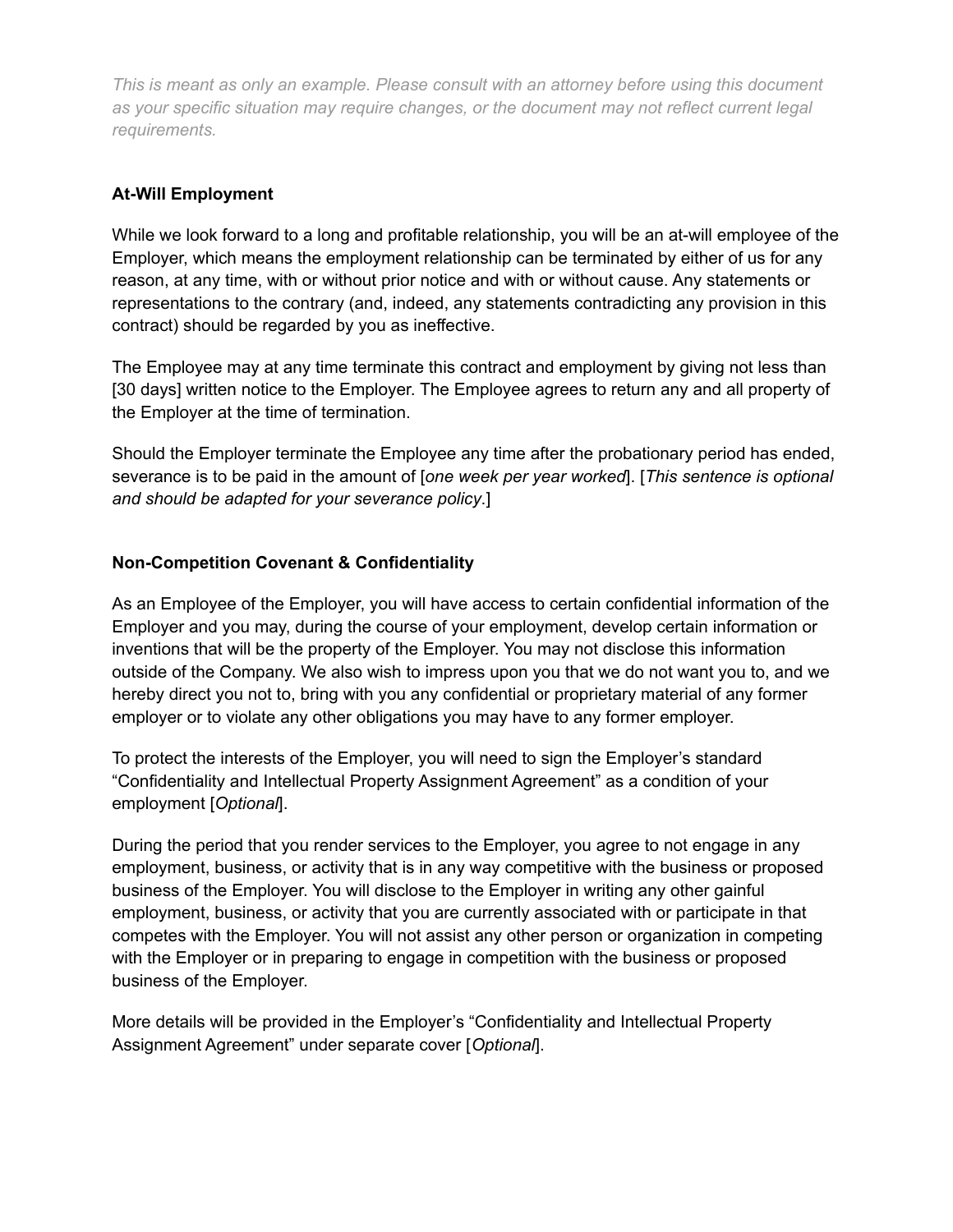*This is meant as only an example. Please consult with an attorney before using this document as your specific situation may require changes, or the document may not reflect current legal requirements.*

**At-Will Employment**

While we look forward to a long and profitable relationship, you will be an at-will employee of the Employer, which means the employment relationship can be terminated by either of us for any reason, at any time, with or without prior notice and with or without cause. Any statements or representations to the contrary (and, indeed, any statements contradicting any provision in this contract) should be regarded by you as ineffective.

The Employee may at any time terminate this contract and employment by giving not less than [30 days] written notice to the Employer. The Employee agrees to return any and all property of the Employer at the time of termination.

Should the Employer terminate the Employee any time after the probationary period has ended, severance is to be paid in the amount of [*one week per year worked*]. [*This sentence is optional and should be adapted for your severance policy*.]

**Non-Competition Covenant & Confidentiality**

As an Employee of the Employer, you will have access to certain confidential information of the Employer and you may, during the course of your employment, develop certain information or inventions that will be the property of the Employer. You may not disclose this information outside of the Company. We also wish to impress upon you that we do not want you to, and we hereby direct you not to, bring with you any confidential or proprietary material of any former employer or to violate any other obligations you may have to any former employer.

To protect the interests of the Employer, you will need to sign the Employer's standard "Confidentiality and Intellectual Property Assignment Agreement" as a condition of your employment [*Optional*].

During the period that you render services to the Employer, you agree to not engage in any employment, business, or activity that is in any way competitive with the business or proposed business of the Employer. You will disclose to the Employer in writing any other gainful employment, business, or activity that you are currently associated with or participate in that competes with the Employer. You will not assist any other person or organization in competing with the Employer or in preparing to engage in competition with the business or proposed business of the Employer.

More details will be provided in the Employer's "Confidentiality and Intellectual Property Assignment Agreement" under separate cover [*Optional*].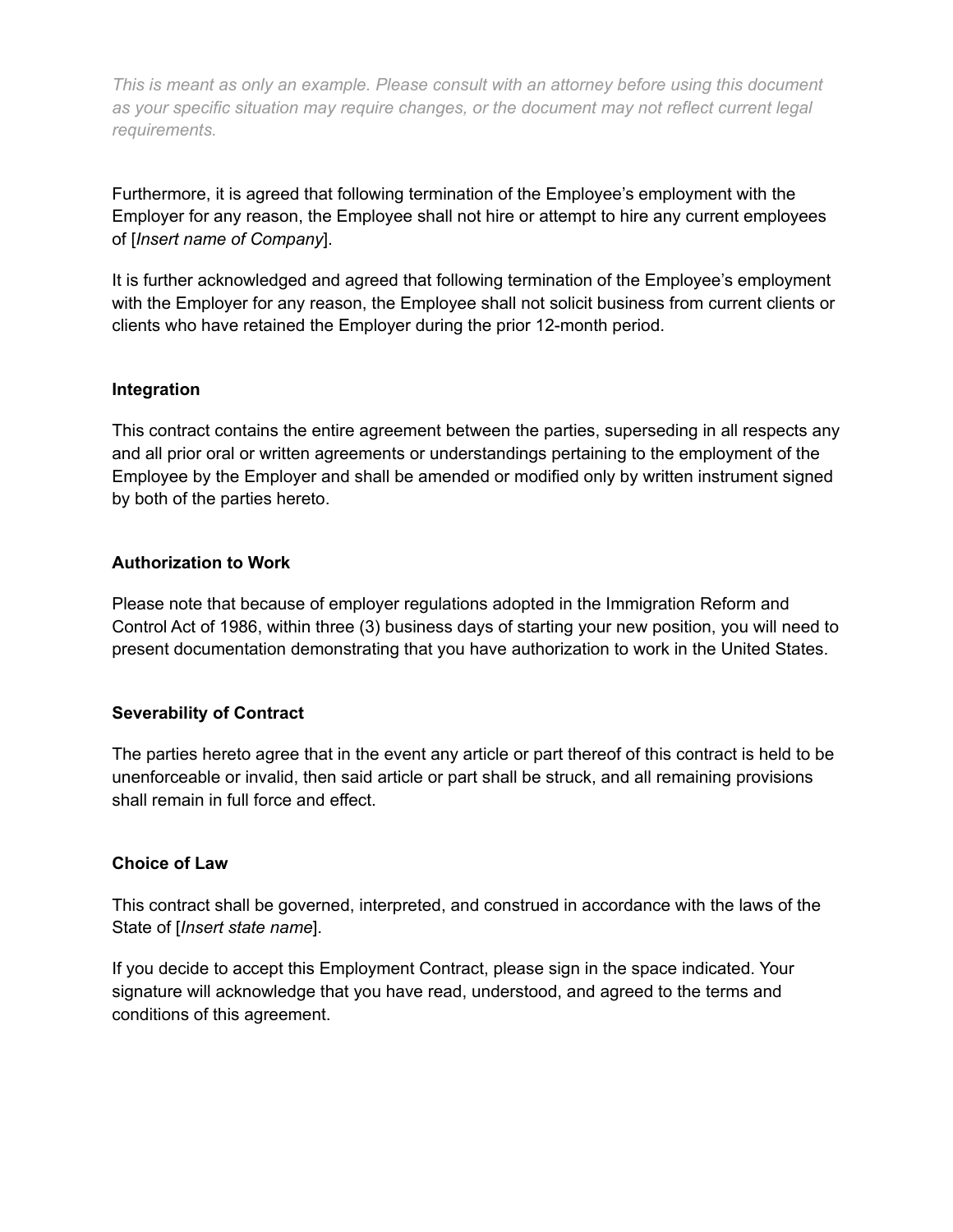*This is meant as only an example. Please consult with an attorney before using this document as your specific situation may require changes, or the document may not reflect current legal requirements.*

Furthermore, it is agreed that following termination of the Employee's employment with the Employer for any reason, the Employee shall not hire or attempt to hire any current employees of [*Insert name of Company*].

It is further acknowledged and agreed that following termination of the Employee's employment with the Employer for any reason, the Employee shall not solicit business from current clients or clients who have retained the Employer during the prior 12-month period.

**Integration**

This contract contains the entire agreement between the parties, superseding in all respects any and all prior oral or written agreements or understandings pertaining to the employment of the Employee by the Employer and shall be amended or modified only by written instrument signed by both of the parties hereto.

**Authorization to Work**

Please note that because of employer regulations adopted in the Immigration Reform and Control Act of 1986, within three (3) business days of starting your new position, you will need to present documentation demonstrating that you have authorization to work in the United States.

**Severability of Contract**

The parties hereto agree that in the event any article or part thereof of this contract is held to be unenforceable or invalid, then said article or part shall be struck, and all remaining provisions shall remain in full force and effect.

**Choice of Law**

This contract shall be governed, interpreted, and construed in accordance with the laws of the State of [*Insert state name*].

If you decide to accept this Employment Contract, please sign in the space indicated. Your signature will acknowledge that you have read, understood, and agreed to the terms and conditions of this agreement.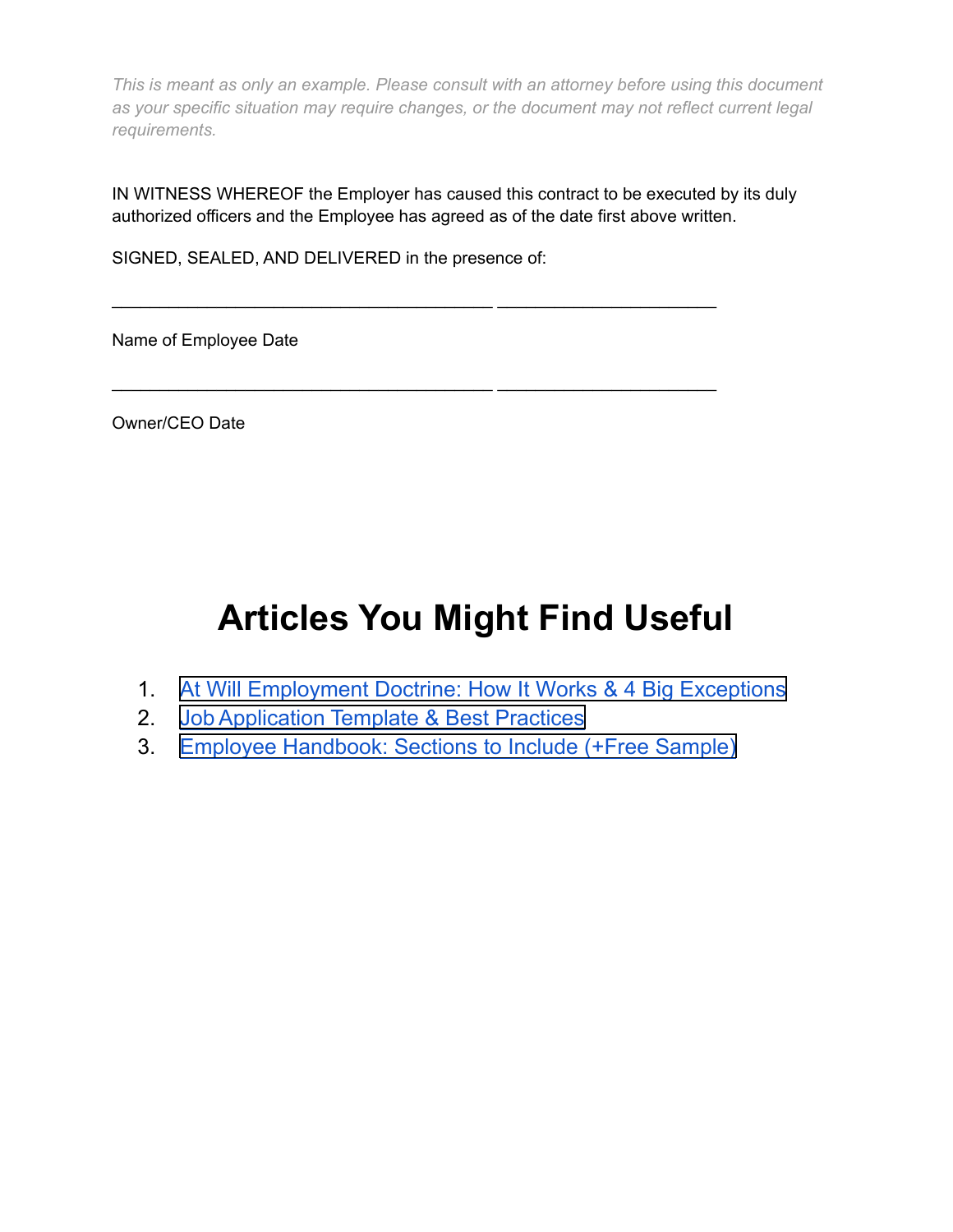*This is meant as only an example. Please consult with an attorney before using this document as your specific situation may require changes, or the document may not reflect current legal requirements.*

IN WITNESS WHEREOF the Employer has caused this contract to be executed by its duly authorized officers and the Employee has agreed as of the date first above written.

SIGNED, SEALED, AND DELIVERED in the presence of:

________________________________________ _______________________

Name of Employee Date

________________________________________ _______________________

Owner/CEO Date

# Articles You Might Find Useful

1. At Will Employment Doctrine: How It Works & 4 Big Exceptions
2. Job Application Template & Best Practices
3. Employee Handbook: Sections to Include (+Free Sample)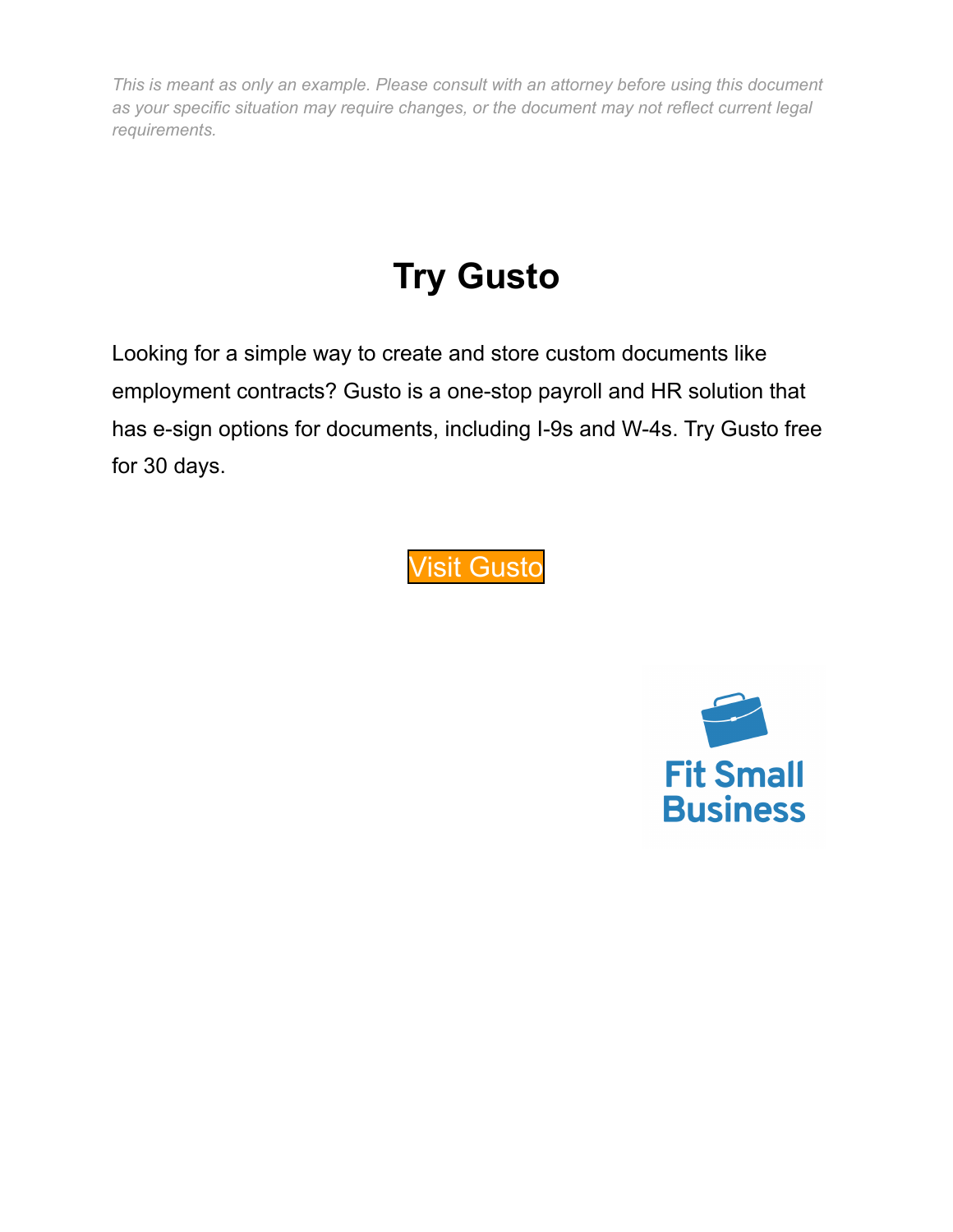*This is meant as only an example. Please consult with an attorney before using this document as your specific situation may require changes, or the document may not reflect current legal requirements.*

# Try Gusto

Looking for a simple way to create and store custom documents like employment contracts? Gusto is a one-stop payroll and HR solution that has e-sign options for documents, including I-9s and W-4s. Try Gusto free for 30 days.

Visit Gusto

Fit Small Business